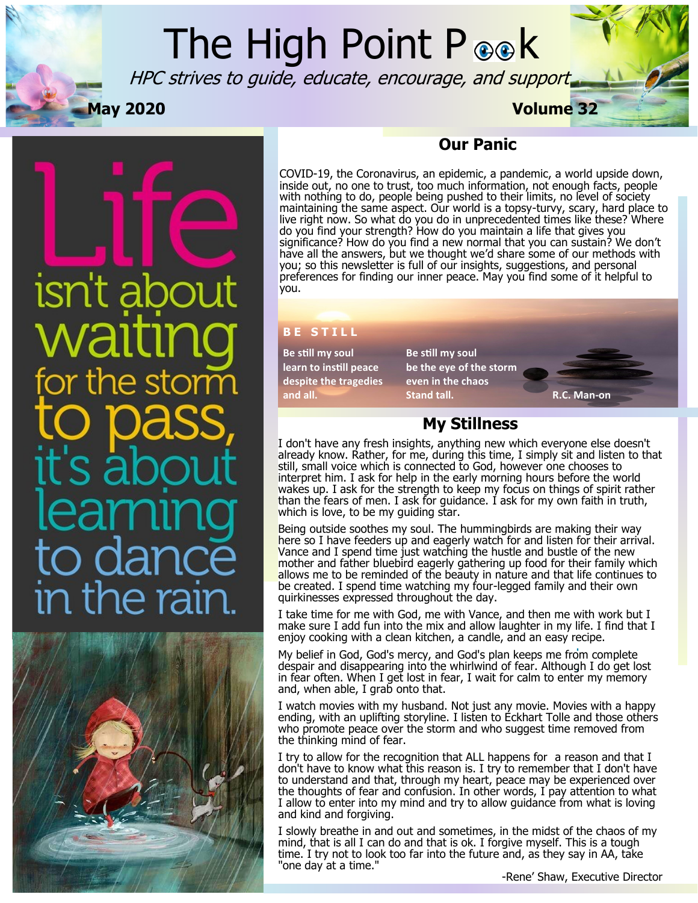# The High Point Peek

*HPC strives to guide, educate, encourage, and support*

**May 2020** **Volume 32**

Life isn't about waiting for the storm to pass, it's about learning to dance in the rain.

## Our Panic

COVID-19, the Coronavirus, an epidemic, a pandemic, a world upside down, inside out, no one to trust, too much information, not enough facts, people with nothing to do, people being pushed to their limits, no level of society maintaining the same aspect. Our world is a topsy-turvy, scary, hard place to live right now. So what do you do in unprecedented times like these? Where do you find your strength? How do you maintain a life that gives you significance? How do you find a new normal that you can sustain? We don't have all the answers, but we thought we'd share some of our methods with you; so this newsletter is full of our insights, suggestions, and personal preferences for finding our inner peace. May you find some of it helpful to you.

### BE STILL

**Be still my soul**
**learn to instill peace**
**despite the tragedies**
**and all.**

**Be still my soul**
**be the eye of the storm**
**even in the chaos**
**Stand tall.**

**R.C. Man-on**

## My Stillness

I don't have any fresh insights, anything new which everyone else doesn't already know. Rather, for me, during this time, I simply sit and listen to that still, small voice which is connected to God, however one chooses to interpret him. I ask for help in the early morning hours before the world wakes up. I ask for the strength to keep my focus on things of spirit rather than the fears of men. I ask for guidance. I ask for my own faith in truth, which is love, to be my guiding star.

Being outside soothes my soul. The hummingbirds are making their way here so I have feeders up and eagerly watch for and listen for their arrival. Vance and I spend time just watching the hustle and bustle of the new mother and father bluebird eagerly gathering up food for their family which allows me to be reminded of the beauty in nature and that life continues to be created. I spend time watching my four-legged family and their own quirkinesses expressed throughout the day.

I take time for me with God, me with Vance, and then me with work but I make sure I add fun into the mix and allow laughter in my life. I find that I enjoy cooking with a clean kitchen, a candle, and an easy recipe.

My belief in God, God's mercy, and God's plan keeps me from complete despair and disappearing into the whirlwind of fear. Although I do get lost in fear often. When I get lost in fear, I wait for calm to enter my memory and, when able, I grab onto that.

I watch movies with my husband. Not just any movie. Movies with a happy ending, with an uplifting storyline. I listen to Eckhart Tolle and those others who promote peace over the storm and who suggest time removed from the thinking mind of fear.

I try to allow for the recognition that ALL happens for a reason and that I don't have to know what this reason is. I try to remember that I don't have to understand and that, through my heart, peace may be experienced over the thoughts of fear and confusion. In other words, I pay attention to what I allow to enter into my mind and try to allow guidance from what is loving and kind and forgiving.

I slowly breathe in and out and sometimes, in the midst of the chaos of my mind, that is all I can do and that is ok. I forgive myself. This is a tough time. I try not to look too far into the future and, as they say in AA, take "one day at a time."

-Rene' Shaw, Executive Director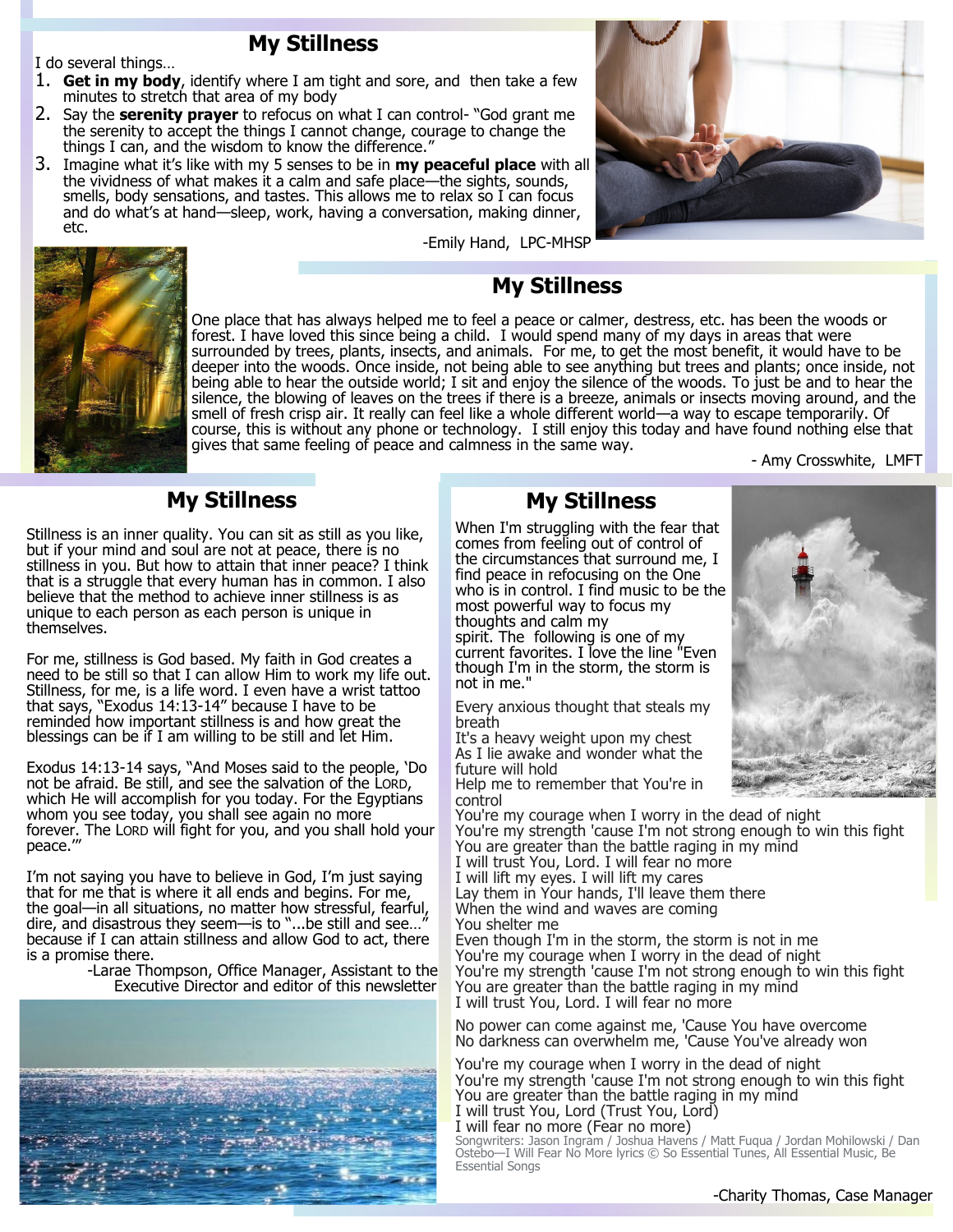## My Stillness

I do several things…

1. **Get in my body**, identify where I am tight and sore, and then take a few minutes to stretch that area of my body
2. Say the **serenity prayer** to refocus on what I can control- "God grant me the serenity to accept the things I cannot change, courage to change the things I can, and the wisdom to know the difference."
3. Imagine what it's like with my 5 senses to be in **my peaceful place** with all the vividness of what makes it a calm and safe place—the sights, sounds, smells, body sensations, and tastes. This allows me to relax so I can focus and do what's at hand—sleep, work, having a conversation, making dinner, etc.

-Emily Hand, LPC-MHSP

## My Stillness

One place that has always helped me to feel a peace or calmer, destress, etc. has been the woods or forest. I have loved this since being a child. I would spend many of my days in areas that were surrounded by trees, plants, insects, and animals. For me, to get the most benefit, it would have to be deeper into the woods. Once inside, not being able to see anything but trees and plants; once inside, not being able to hear the outside world; I sit and enjoy the silence of the woods. To just be and to hear the silence, the blowing of leaves on the trees if there is a breeze, animals or insects moving around, and the smell of fresh crisp air. It really can feel like a whole different world—a way to escape temporarily. Of course, this is without any phone or technology. I still enjoy this today and have found nothing else that gives that same feeling of peace and calmness in the same way.

- Amy Crosswhite, LMFT

## My Stillness

Stillness is an inner quality. You can sit as still as you like, but if your mind and soul are not at peace, there is no stillness in you. But how to attain that inner peace? I think that is a struggle that every human has in common. I also believe that the method to achieve inner stillness is as unique to each person as each person is unique in themselves.

For me, stillness is God based. My faith in God creates a need to be still so that I can allow Him to work my life out. Stillness, for me, is a life word. I even have a wrist tattoo that says, "Exodus 14:13-14" because I have to be reminded how important stillness is and how great the blessings can be if I am willing to be still and let Him.

Exodus 14:13-14 says, "And Moses said to the people, 'Do not be afraid. Be still, and see the salvation of the LORD, which He will accomplish for you today. For the Egyptians whom you see today, you shall see again no more forever. The LORD will fight for you, and you shall hold your peace.'"

I'm not saying you have to believe in God, I'm just saying that for me that is where it all ends and begins. For me, the goal—in all situations, no matter how stressful, fearful, dire, and disastrous they seem—is to "...be still and see…" because if I can attain stillness and allow God to act, there is a promise there.

-Larae Thompson, Office Manager, Assistant to the Executive Director and editor of this newsletter

## My Stillness

When I'm struggling with the fear that comes from feeling out of control of the circumstances that surround me, I find peace in refocusing on the One who is in control. I find music to be the most powerful way to focus my thoughts and calm my spirit. The following is one of my current favorites. I love the line "Even though I'm in the storm, the storm is not in me."

Every anxious thought that steals my breath
It's a heavy weight upon my chest
As I lie awake and wonder what the future will hold
Help me to remember that You're in control
You're my courage when I worry in the dead of night
You're my strength 'cause I'm not strong enough to win this fight
You are greater than the battle raging in my mind
I will trust You, Lord. I will fear no more
I will lift my eyes. I will lift my cares
Lay them in Your hands, I'll leave them there
When the wind and waves are coming
You shelter me
Even though I'm in the storm, the storm is not in me
You're my courage when I worry in the dead of night
You're my strength 'cause I'm not strong enough to win this fight
You are greater than the battle raging in my mind
I will trust You, Lord. I will fear no more

No power can come against me, 'Cause You have overcome
No darkness can overwhelm me, 'Cause You've already won

You're my courage when I worry in the dead of night
You're my strength 'cause I'm not strong enough to win this fight
You are greater than the battle raging in my mind
I will trust You, Lord (Trust You, Lord)
I will fear no more (Fear no more)

Songwriters: Jason Ingram / Joshua Havens / Matt Fuqua / Jordan Mohilowski / Dan Ostebo—I Will Fear No More lyrics © So Essential Tunes, All Essential Music, Be Essential Songs

-Charity Thomas, Case Manager